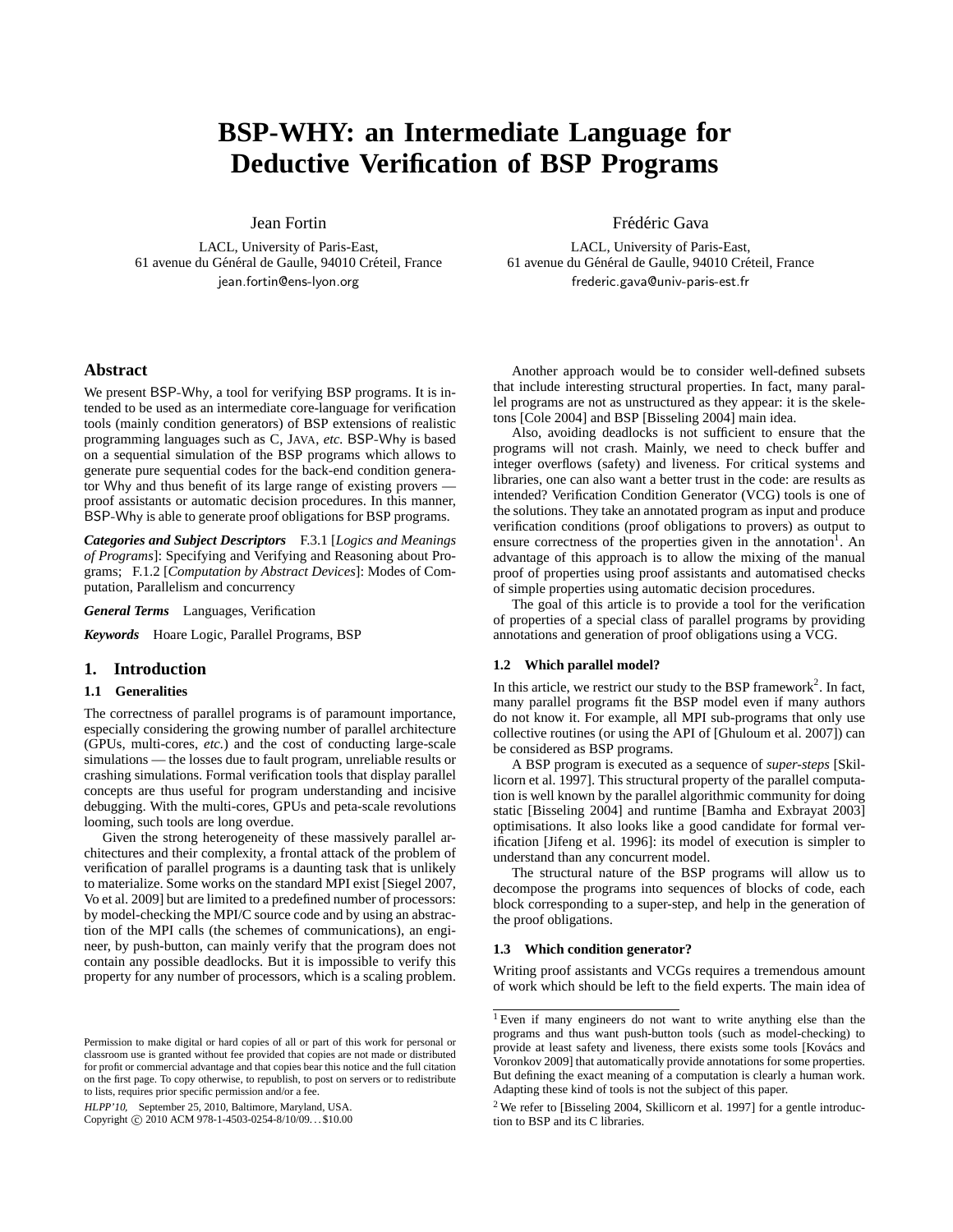# BSP-WHY: an Intermediate Language for Deductive Verification of BSP Programs

Jean Fortin
LACL, University of Paris-East,
61 avenue du Général de Gaulle, 94010 Créteil, France
jean.fortin@ens-lyon.org

Frédéric Gava
LACL, University of Paris-East,
61 avenue du Général de Gaulle, 94010 Créteil, France
frederic.gava@univ-paris-est.fr

## Abstract

We present BSP-Why, a tool for verifying BSP programs. It is intended to be used as an intermediate core-language for verification tools (mainly condition generators) of BSP extensions of realistic programming languages such as C, JAVA, *etc.* BSP-Why is based on a sequential simulation of the BSP programs which allows to generate pure sequential codes for the back-end condition generator Why and thus benefit of its large range of existing provers — proof assistants or automatic decision procedures. In this manner, BSP-Why is able to generate proof obligations for BSP programs.

***Categories and Subject Descriptors*** F.3.1 [*Logics and Meanings of Programs*]: Specifying and Verifying and Reasoning about Programs; F.1.2 [*Computation by Abstract Devices*]: Modes of Computation, Parallelism and concurrency

***General Terms*** Languages, Verification

***Keywords*** Hoare Logic, Parallel Programs, BSP

## 1. Introduction

### 1.1 Generalities

The correctness of parallel programs is of paramount importance, especially considering the growing number of parallel architecture (GPUs, multi-cores, *etc.*) and the cost of conducting large-scale simulations — the losses due to fault program, unreliable results or crashing simulations. Formal verification tools that display parallel concepts are thus useful for program understanding and incisive debugging. With the multi-cores, GPUs and peta-scale revolutions looming, such tools are long overdue.

Given the strong heterogeneity of these massively parallel architectures and their complexity, a frontal attack of the problem of verification of parallel programs is a daunting task that is unlikely to materialize. Some works on the standard MPI exist [Siegel 2007, Vo et al. 2009] but are limited to a predefined number of processors: by model-checking the MPI/C source code and by using an abstraction of the MPI calls (the schemes of communications), an engineer, by push-button, can mainly verify that the program does not contain any possible deadlocks. But it is impossible to verify this property for any number of processors, which is a scaling problem.

Another approach would be to consider well-defined subsets that include interesting structural properties. In fact, many parallel programs are not as unstructured as they appear: it is the skeletons [Cole 2004] and BSP [Bisseling 2004] main idea.

Also, avoiding deadlocks is not sufficient to ensure that the programs will not crash. Mainly, we need to check buffer and integer overflows (safety) and liveness. For critical systems and libraries, one can also want a better trust in the code: are results as intended? Verification Condition Generator (VCG) tools is one of the solutions. They take an annotated program as input and produce verification conditions (proof obligations to provers) as output to ensure correctness of the properties given in the annotation[1]. An advantage of this approach is to allow the mixing of the manual proof of properties using proof assistants and automatised checks of simple properties using automatic decision procedures.

The goal of this article is to provide a tool for the verification of properties of a special class of parallel programs by providing annotations and generation of proof obligations using a VCG.

### 1.2 Which parallel model?

In this article, we restrict our study to the BSP framework[2]. In fact, many parallel programs fit the BSP model even if many authors do not know it. For example, all MPI sub-programs that only use collective routines (or using the API of [Ghuloum et al. 2007]) can be considered as BSP programs.

A BSP program is executed as a sequence of *super-steps* [Skillicorn et al. 1997]. This structural property of the parallel computation is well known by the parallel algorithmic community for doing static [Bisseling 2004] and runtime [Bamha and Exbrayat 2003] optimisations. It also looks like a good candidate for formal verification [Jifeng et al. 1996]: its model of execution is simpler to understand than any concurrent model.

The structural nature of the BSP programs will allow us to decompose the programs into sequences of blocks of code, each block corresponding to a super-step, and help in the generation of the proof obligations.

### 1.3 Which condition generator?

Writing proof assistants and VCGs requires a tremendous amount of work which should be left to the field experts. The main idea of

---

[1] Even if many engineers do not want to write anything else than the programs and thus want push-button tools (such as model-checking) to provide at least safety and liveness, there exists some tools [Kovács and Voronkov 2009] that automatically provide annotations for some properties. But defining the exact meaning of a computation is clearly a human work. Adapting these kind of tools is not the subject of this paper.

[2] We refer to [Bisseling 2004, Skillicorn et al. 1997] for a gentle introduction to BSP and its C libraries.

Permission to make digital or hard copies of all or part of this work for personal or classroom use is granted without fee provided that copies are not made or distributed for profit or commercial advantage and that copies bear this notice and the full citation on the first page. To copy otherwise, to republish, to post on servers or to redistribute to lists, requires prior specific permission and/or a fee.

*HLPP'10,* September 25, 2010, Baltimore, Maryland, USA.
Copyright © 2010 ACM 978-1-4503-0254-8/10/09...$10.00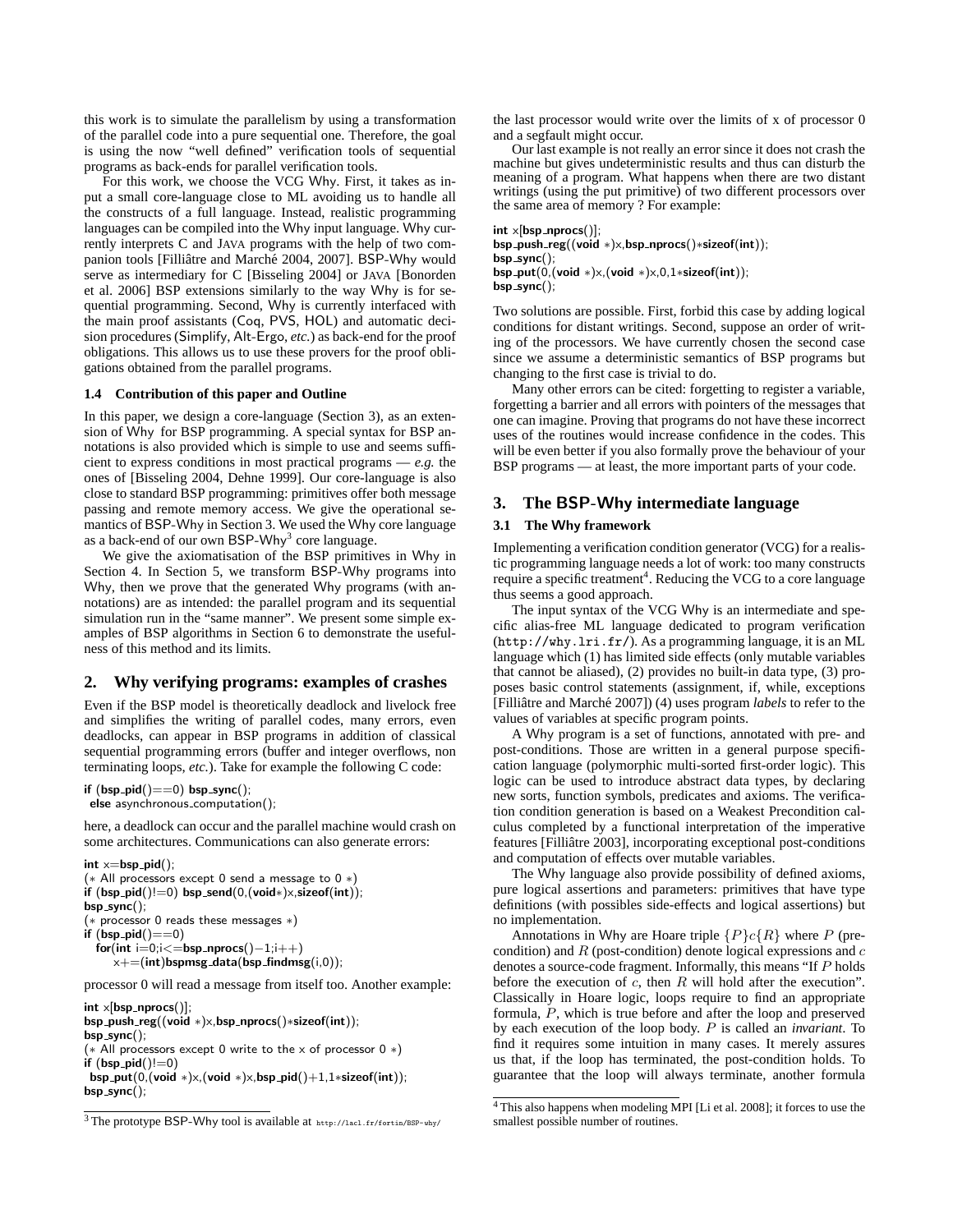this work is to simulate the parallelism by using a transformation of the parallel code into a pure sequential one. Therefore, the goal is using the now "well defined" verification tools of sequential programs as back-ends for parallel verification tools.

For this work, we choose the VCG Why. First, it takes as input a small core-language close to ML avoiding us to handle all the constructs of a full language. Instead, realistic programming languages can be compiled into the Why input language. Why currently interprets C and JAVA programs with the help of two companion tools [Filliâtre and Marché 2004, 2007]. BSP-Why would serve as intermediary for C [Bisseling 2004] or JAVA [Bonorden et al. 2006] BSP extensions similarly to the way Why is for sequential programming. Second, Why is currently interfaced with the main proof assistants (Coq, PVS, HOL) and automatic decision procedures (Simplify, Alt-Ergo, *etc.*) as back-end for the proof obligations. This allows us to use these provers for the proof obligations obtained from the parallel programs.

### 1.4 Contribution of this paper and Outline

In this paper, we design a core-language (Section 3), as an extension of Why for BSP programming. A special syntax for BSP annotations is also provided which is simple to use and seems sufficient to express conditions in most practical programs — *e.g.* the ones of [Bisseling 2004, Dehne 1999]. Our core-language is also close to standard BSP programming: primitives offer both message passing and remote memory access. We give the operational semantics of BSP-Why in Section 3. We used the Why core language as a back-end of our own BSP-Why[3] core language.

We give the axiomatisation of the BSP primitives in Why in Section 4. In Section 5, we transform BSP-Why programs into Why, then we prove that the generated Why programs (with annotations) are as intended: the parallel program and its sequential simulation run in the "same manner". We present some simple examples of BSP algorithms in Section 6 to demonstrate the usefulness of this method and its limits.

## 2. Why verifying programs: examples of crashes

Even if the BSP model is theoretically deadlock and livelock free and simplifies the writing of parallel codes, many errors, even deadlocks, can appear in BSP programs in addition of classical sequential programming errors (buffer and integer overflows, non terminating loops, *etc.*). Take for example the following C code:

```
if (bsp_pid()==0) bsp_sync();
 else asynchronous_computation();
```

here, a deadlock can occur and the parallel machine would crash on some architectures. Communications can also generate errors:

```
int x=bsp_pid();
(* All processors except 0 send a message to 0 *)
if (bsp_pid()!=0) bsp_send(0,(void*)x,sizeof(int));
bsp_sync();
(* processor 0 reads these messages *)
if (bsp_pid()==0)
  for(int i=0;i<=bsp_nprocs()−1;i++)
     x+=(int)bspmsg_data(bsp_findmsg(i,0));
```

processor 0 will read a message from itself too. Another example:

```
int x[bsp_nprocs()];
bsp_push_reg((void *)x,bsp_nprocs()*sizeof(int));
bsp_sync();
(* All processors except 0 write to the x of processor 0 *)
if (bsp_pid()!=0)
 bsp_put(0,(void *)x,(void *)x,bsp_pid()+1,1*sizeof(int));
bsp_sync();
```

the last processor would write over the limits of x of processor 0 and a segfault might occur.

Our last example is not really an error since it does not crash the machine but gives undeterministic results and thus can disturb the meaning of a program. What happens when there are two distant writings (using the put primitive) of two different processors over the same area of memory ? For example:

```
int x[bsp_nprocs()];
bsp_push_reg((void *)x,bsp_nprocs()*sizeof(int));
bsp_sync();
bsp_put(0,(void *)x,(void *)x,0,1*sizeof(int));
bsp_sync();
```

Two solutions are possible. First, forbid this case by adding logical conditions for distant writings. Second, suppose an order of writing of the processors. We have currently chosen the second case since we assume a deterministic semantics of BSP programs but changing to the first case is trivial to do.

Many other errors can be cited: forgetting to register a variable, forgetting a barrier and all errors with pointers of the messages that one can imagine. Proving that programs do not have these incorrect uses of the routines would increase confidence in the codes. This will be even better if you also formally prove the behaviour of your BSP programs — at least, the more important parts of your code.

## 3. The BSP-Why intermediate language

### 3.1 The Why framework

Implementing a verification condition generator (VCG) for a realistic programming language needs a lot of work: too many constructs require a specific treatment[4]. Reducing the VCG to a core language thus seems a good approach.

The input syntax of the VCG Why is an intermediate and specific alias-free ML language dedicated to program verification (http://why.lri.fr/). As a programming language, it is an ML language which (1) has limited side effects (only mutable variables that cannot be aliased), (2) provides no built-in data type, (3) proposes basic control statements (assignment, if, while, exceptions [Filliâtre and Marché 2007]) (4) uses program *labels* to refer to the values of variables at specific program points.

A Why program is a set of functions, annotated with pre- and post-conditions. Those are written in a general purpose specification language (polymorphic multi-sorted first-order logic). This logic can be used to introduce abstract data types, by declaring new sorts, function symbols, predicates and axioms. The verification condition generation is based on a Weakest Precondition calculus completed by a functional interpretation of the imperative features [Filliâtre 2003], incorporating exceptional post-conditions and computation of effects over mutable variables.

The Why language also provide possibility of defined axioms, pure logical assertions and parameters: primitives that have type definitions (with possibles side-effects and logical assertions) but no implementation.

Annotations in Why are Hoare triple $\{P\}c\{R\}$ where $P$ (precondition) and $R$ (post-condition) denote logical expressions and $c$ denotes a source-code fragment. Informally, this means "If $P$ holds before the execution of $c$, then $R$ will hold after the execution". Classically in Hoare logic, loops require to find an appropriate formula, $P$, which is true before and after the loop and preserved by each execution of the loop body. $P$ is called an *invariant*. To find it requires some intuition in many cases. It merely assures us that, if the loop has terminated, the post-condition holds. To guarantee that the loop will always terminate, another formula

[3] The prototype BSP-Why tool is available at http://lacl.fr/fortin/BSP-why/

[4] This also happens when modeling MPI [Li et al. 2008]; it forces to use the smallest possible number of routines.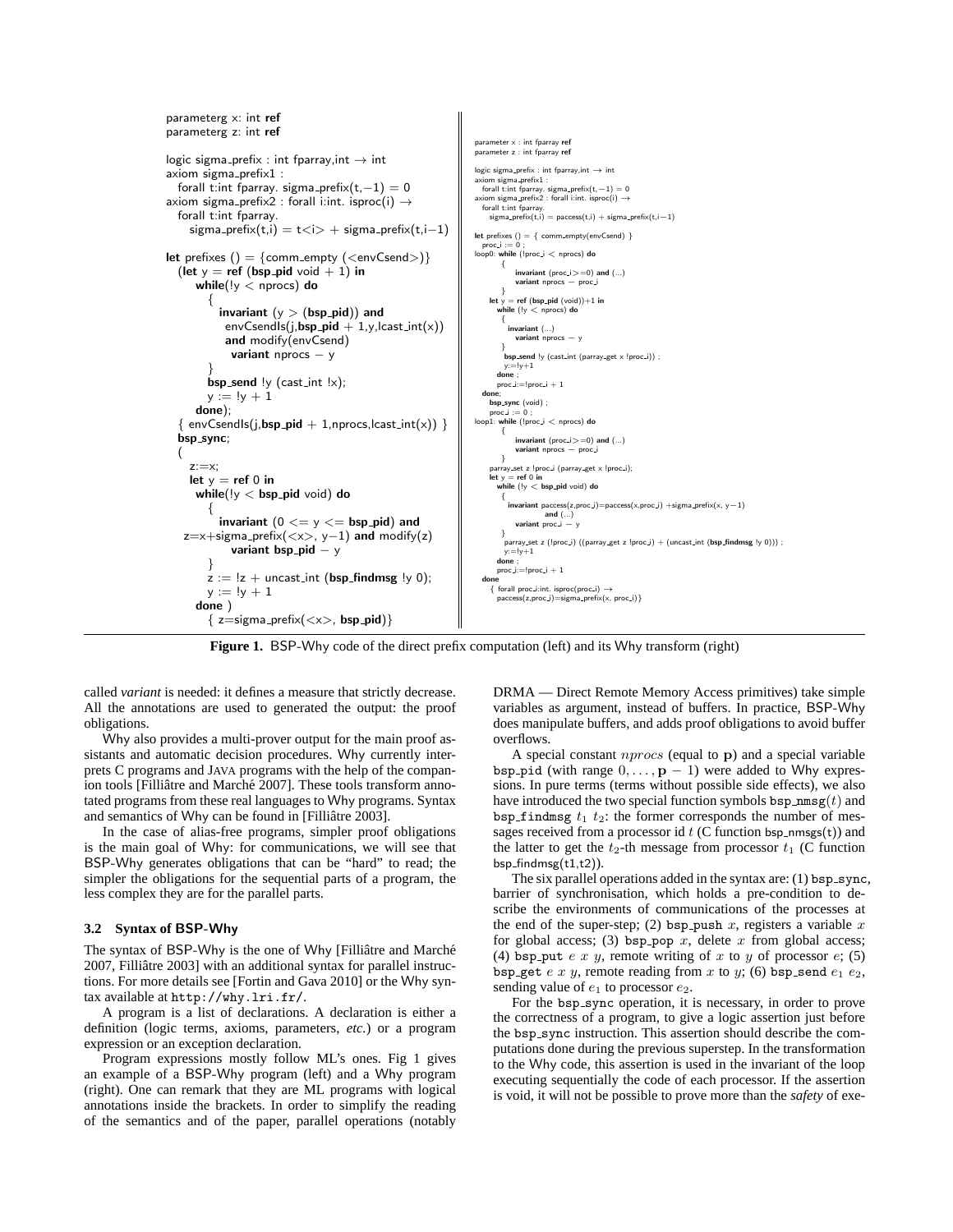```
parameterg x: int ref
parameterg z: int ref

logic sigma_prefix : int fparray,int → int
axiom sigma_prefix1 :
  forall t:int fparray. sigma_prefix(t,−1) = 0
axiom sigma_prefix2 : forall i:int. isproc(i) →
  forall t:int fparray.
    sigma_prefix(t,i) = t<i> + sigma_prefix(t,i−1)

let prefixes () = {comm_empty (<envCsend>)}
  (let y = ref (bsp_pid void + 1) in
     while(!y < nprocs) do
       {
         invariant (y > (bsp_pid)) and
           envCsendIs(j,bsp_pid + 1,y,lcast_int(x))
           and modify(envCsend)
             variant nprocs − y
       }
       bsp_send !y (cast_int !x);
       y := !y + 1
     done);
  { envCsendIs(j,bsp_pid + 1,nprocs,lcast_int(x)) }
  bsp_sync;
  (
    z:=x;
    let y = ref 0 in
     while(!y < bsp_pid void) do
       {
         invariant (0 <= y <= bsp_pid) and
  z=x+sigma_prefix(<x>, y−1) and modify(z)
           variant bsp_pid − y
       }
       z := !z + uncast_int (bsp_findmsg !y 0);
       y := !y + 1
     done )
       { z=sigma_prefix(<x>, bsp_pid)}
```

```
parameter x : int fparray ref
parameter z : int fparray ref

logic sigma_prefix : int fparray,int → int
axiom sigma_prefix1 :
  forall t:int fparray. sigma_prefix(t,−1) = 0
axiom sigma_prefix2 : forall i:int. isproc(i) →
  forall t:int fparray.
    sigma_prefix(t,i) = paccess(t,i) + sigma_prefix(t,i−1)

let prefixes () = { comm_empty(envCsend) }
  proc_i := 0 ;
loop0: while (!proc_i < nprocs) do
        {
           invariant (proc_i>=0) and (...)
           variant nprocs − proc_i
        }
     let y = ref (bsp_pid (void))+1 in
       while (!y < nprocs) do
        {
          invariant (...)
            variant nprocs − y
        }
         bsp_send !y (cast_int (parray_get x !proc_i)) ;
         y:=!y+1
       done ;
       proc_i:=!proc_i + 1
  done;
    bsp_sync (void) ;
    proc_i := 0 ;
loop1: while (!proc_i < nprocs) do
        {
           invariant (proc_i>=0) and (...)
           variant nprocs − proc_i
        }
     parray_set z !proc_i (parray_get x !proc_i);
     let y = ref 0 in
       while (!y < bsp_pid void) do
        {
          invariant paccess(z,proc_i)=paccess(x,proc_i) +sigma_prefix(x, y−1)
                and (...)
            variant proc_i − y
        }
         parray_set z (!proc_i) ((parray_get z !proc_i) + (uncast_int (bsp_findmsg !y 0))) ;
         y:=!y+1
       done ;
       proc_i:=!proc_i + 1
  done
    { forall proc_i:int. isproc(proc_i) →
      paccess(z,proc_i)=sigma_prefix(x, proc_i)}
```

**Figure 1.** BSP-Why code of the direct prefix computation (left) and its Why transform (right)

called *variant* is needed: it defines a measure that strictly decrease. All the annotations are used to generated the output: the proof obligations.

Why also provides a multi-prover output for the main proof assistants and automatic decision procedures. Why currently interprets C programs and JAVA programs with the help of the companion tools [Filliâtre and Marché 2007]. These tools transform annotated programs from these real languages to Why programs. Syntax and semantics of Why can be found in [Filliâtre 2003].

In the case of alias-free programs, simpler proof obligations is the main goal of Why: for communications, we will see that BSP-Why generates obligations that can be "hard" to read; the simpler the obligations for the sequential parts of a program, the less complex they are for the parallel parts.

### 3.2 Syntax of BSP-Why

The syntax of BSP-Why is the one of Why [Filliâtre and Marché 2007, Filliâtre 2003] with an additional syntax for parallel instructions. For more details see [Fortin and Gava 2010] or the Why syntax available at `http://why.lri.fr/`.

A program is a list of declarations. A declaration is either a definition (logic terms, axioms, parameters, *etc.*) or a program expression or an exception declaration.

Program expressions mostly follow ML's ones. Fig 1 gives an example of a BSP-Why program (left) and a Why program (right). One can remark that they are ML programs with logical annotations inside the brackets. In order to simplify the reading of the semantics and of the paper, parallel operations (notably DRMA — Direct Remote Memory Access primitives) take simple variables as argument, instead of buffers. In practice, BSP-Why does manipulate buffers, and adds proof obligations to avoid buffer overflows.

A special constant $nprocs$ (equal to $\mathbf{p}$) and a special variable `bsp_pid` (with range $0, \ldots, \mathbf{p}-1$) were added to Why expressions. In pure terms (terms without possible side effects), we also have introduced the two special function symbols `bsp_nmsg`$(t)$ and `bsp_findmsg` $t_1$ $t_2$: the former corresponds the number of messages received from a processor id $t$ (C function bsp_nmsgs(t)) and the latter to get the $t_2$-th message from processor $t_1$ (C function bsp_findmsg(t1,t2)).

The six parallel operations added in the syntax are: (1) `bsp_sync`, barrier of synchronisation, which holds a pre-condition to describe the environments of communications of the processes at the end of the super-step; (2) `bsp_push` $x$, registers a variable $x$ for global access; (3) `bsp_pop` $x$, delete $x$ from global access; (4) `bsp_put` $e$ $x$ $y$, remote writing of $x$ to $y$ of processor $e$; (5) `bsp_get` $e$ $x$ $y$, remote reading from $x$ to $y$; (6) `bsp_send` $e_1$ $e_2$, sending value of $e_1$ to processor $e_2$.

For the `bsp_sync` operation, it is necessary, in order to prove the correctness of a program, to give a logic assertion just before the `bsp_sync` instruction. This assertion should describe the computations done during the previous superstep. In the transformation to the Why code, this assertion is used in the invariant of the loop executing sequentially the code of each processor. If the assertion is void, it will not be possible to prove more than the *safety* of exe-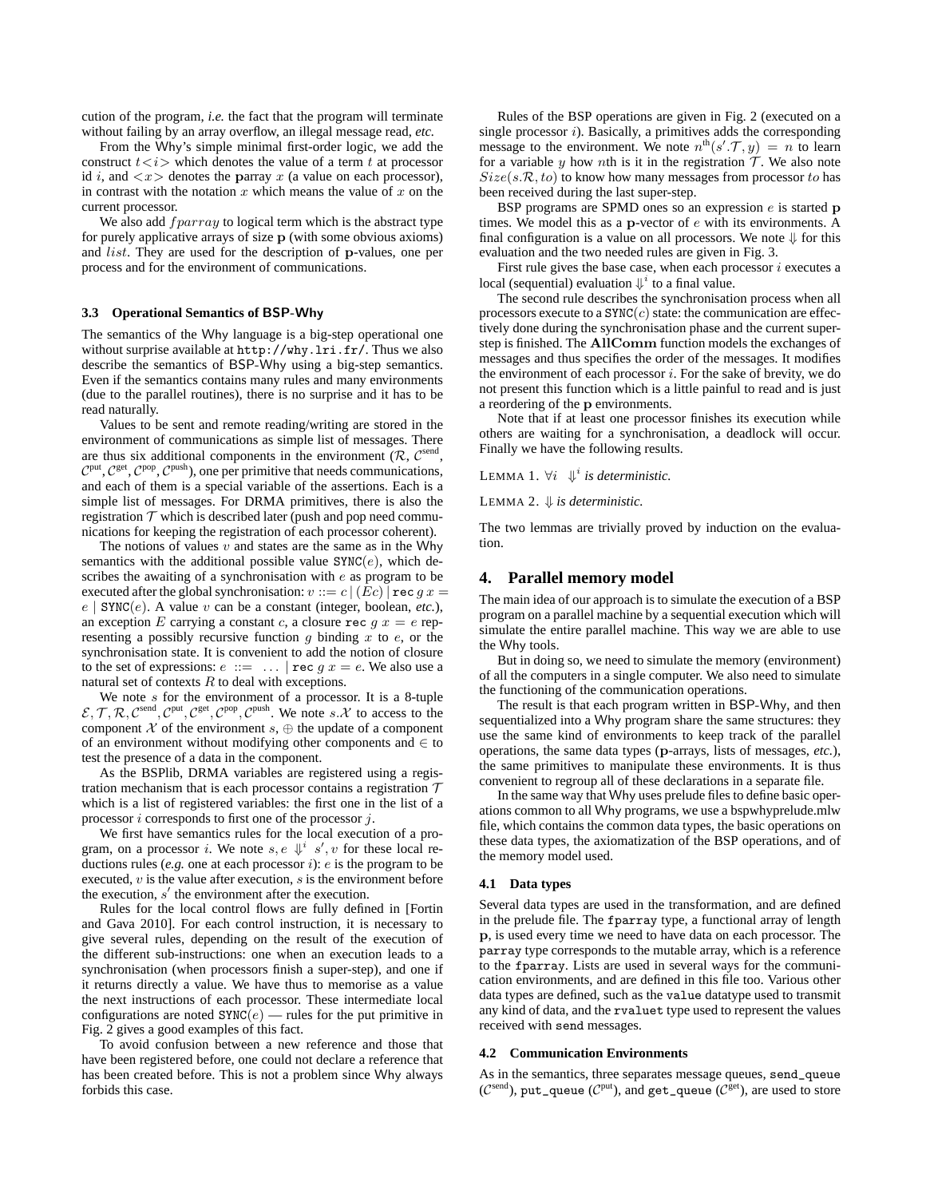cution of the program, *i.e.* the fact that the program will terminate without failing by an array overflow, an illegal message read, *etc.*

From the Why's simple minimal first-order logic, we add the construct $t{<}i{>}$ which denotes the value of a term $t$ at processor id $i$, and $<x>$ denotes the **p**array $x$ (a value on each processor), in contrast with the notation $x$ which means the value of $x$ on the current processor.

We also add $fparray$ to logical term which is the abstract type for purely applicative arrays of size $\mathbf{p}$ (with some obvious axioms) and $list$. They are used for the description of $\mathbf{p}$-values, one per process and for the environment of communications.

### 3.3 Operational Semantics of BSP-Why

The semantics of the Why language is a big-step operational one without surprise available at `http://why.lri.fr/`. Thus we also describe the semantics of BSP-Why using a big-step semantics. Even if the semantics contains many rules and many environments (due to the parallel routines), there is no surprise and it has to be read naturally.

Values to be sent and remote reading/writing are stored in the environment of communications as simple list of messages. There are thus six additional components in the environment ($\mathcal{R}$, $\mathcal{C}^{\text{send}}$, $\mathcal{C}^{\text{put}}$, $\mathcal{C}^{\text{get}}$, $\mathcal{C}^{\text{pop}}$, $\mathcal{C}^{\text{push}}$), one per primitive that needs communications, and each of them is a special variable of the assertions. Each is a simple list of messages. For DRMA primitives, there is also the registration $\mathcal{T}$ which is described later (push and pop need communications for keeping the registration of each processor coherent).

The notions of values $v$ and states are the same as in the Why semantics with the additional possible value $\texttt{SYNC}(e)$, which describes the awaiting of a synchronisation with $e$ as program to be executed after the global synchronisation: $v ::= c \mid (Ec) \mid \texttt{rec}\ g\ x = e \mid \texttt{SYNC}(e)$. A value $v$ can be a constant (integer, boolean, *etc.*), an exception $E$ carrying a constant $c$, a closure $\texttt{rec}\ g\ x = e$ representing a possibly recursive function $g$ binding $x$ to $e$, or the synchronisation state. It is convenient to add the notion of closure to the set of expressions: $e\ ::=\ \ \ldots \mid \texttt{rec}\ g\ x = e$. We also use a natural set of contexts $R$ to deal with exceptions.

We note $s$ for the environment of a processor. It is a 8-tuple $\mathcal{E}, \mathcal{T}, \mathcal{R}, \mathcal{C}^{\text{send}}, \mathcal{C}^{\text{put}}, \mathcal{C}^{\text{get}}, \mathcal{C}^{\text{pop}}, \mathcal{C}^{\text{push}}$. We note $s.\mathcal{X}$ to access to the component $\mathcal{X}$ of the environment $s$, $\oplus$ the update of a component of an environment without modifying other components and $\in$ to test the presence of a data in the component.

As the BSPlib, DRMA variables are registered using a registration mechanism that is each processor contains a registration $\mathcal{T}$ which is a list of registered variables: the first one in the list of a processor $i$ corresponds to first one of the processor $j$.

We first have semantics rules for the local execution of a program, on a processor $i$. We note $s, e\ \Downarrow^i\ s', v$ for these local reductions rules (*e.g.* one at each processor $i$): $e$ is the program to be executed, $v$ is the value after execution, $s$ is the environment before the execution, $s'$ the environment after the execution.

Rules for the local control flows are fully defined in [Fortin and Gava 2010]. For each control instruction, it is necessary to give several rules, depending on the result of the execution of the different sub-instructions: one when an execution leads to a synchronisation (when processors finish a super-step), and one if it returns directly a value. We have thus to memorise as a value the next instructions of each processor. These intermediate local configurations are noted $\texttt{SYNC}(e)$ — rules for the put primitive in Fig. 2 gives a good examples of this fact.

To avoid confusion between a new reference and those that have been registered before, one could not declare a reference that has been created before. This is not a problem since Why always forbids this case.

Rules of the BSP operations are given in Fig. 2 (executed on a single processor $i$). Basically, a primitives adds the corresponding message to the environment. We note $n^{\text{th}}(s'.\mathcal{T}, y) = n$ to learn for a variable $y$ how $n$th is it in the registration $\mathcal{T}$. We also note $Size(s.\mathcal{R}, to)$ to know how many messages from processor $to$ has been received during the last super-step.

BSP programs are SPMD ones so an expression $e$ is started $\mathbf{p}$ times. We model this as a $\mathbf{p}$-vector of $e$ with its environments. A final configuration is a value on all processors. We note $\Downarrow$ for this evaluation and the two needed rules are given in Fig. 3.

First rule gives the base case, when each processor $i$ executes a local (sequential) evaluation $\Downarrow^i$ to a final value.

The second rule describes the synchronisation process when all processors execute to a $\texttt{SYNC}(c)$ state: the communication are effectively done during the synchronisation phase and the current super-step is finished. The $\mathbf{AllComm}$ function models the exchanges of messages and thus specifies the order of the messages. It modifies the environment of each processor $i$. For the sake of brevity, we do not present this function which is a little painful to read and is just a reordering of the $\mathbf{p}$ environments.

Note that if at least one processor finishes its execution while others are waiting for a synchronisation, a deadlock will occur. Finally we have the following results.

LEMMA 1. $\forall i\ \ \Downarrow^i$ *is deterministic.*

LEMMA 2. $\Downarrow$ *is deterministic.*

The two lemmas are trivially proved by induction on the evaluation.

## 4. Parallel memory model

The main idea of our approach is to simulate the execution of a BSP program on a parallel machine by a sequential execution which will simulate the entire parallel machine. This way we are able to use the Why tools.

But in doing so, we need to simulate the memory (environment) of all the computers in a single computer. We also need to simulate the functioning of the communication operations.

The result is that each program written in BSP-Why, and then sequentialized into a Why program share the same structures: they use the same kind of environments to keep track of the parallel operations, the same data types ($\mathbf{p}$-arrays, lists of messages, *etc.*), the same primitives to manipulate these environments. It is thus convenient to regroup all of these declarations in a separate file.

In the same way that Why uses prelude files to define basic operations common to all Why programs, we use a bspwhyprelude.mlw file, which contains the common data types, the basic operations on these data types, the axiomatization of the BSP operations, and of the memory model used.

### 4.1 Data types

Several data types are used in the transformation, and are defined in the prelude file. The `fparray` type, a functional array of length $\mathbf{p}$, is used every time we need to have data on each processor. The `parray` type corresponds to the mutable array, which is a reference to the `fparray`. Lists are used in several ways for the communication environments, and are defined in this file too. Various other data types are defined, such as the `value` datatype used to transmit any kind of data, and the `rvaluet` type used to represent the values received with `send` messages.

### 4.2 Communication Environments

As in the semantics, three separates message queues, `send_queue` ($\mathcal{C}^{\text{send}}$), `put_queue` ($\mathcal{C}^{\text{put}}$), and `get_queue` ($\mathcal{C}^{\text{get}}$), are used to store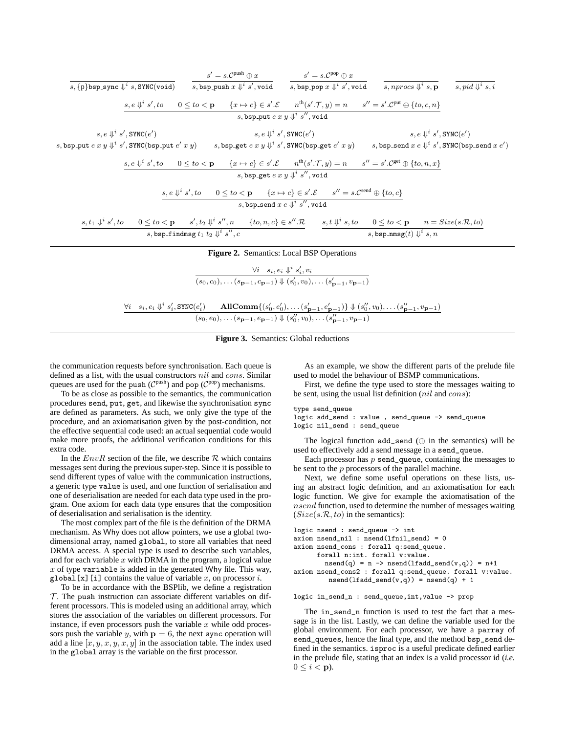$$\frac{}{s, \{\mathtt{p}\}\mathtt{bsp\_sync} \Downarrow^i s, \mathtt{SYNC(void)}} \qquad \frac{s' = s.\mathcal{C}^{\text{push}} \oplus x}{s, \mathtt{bsp\_push}\ x \Downarrow^i s', \mathtt{void}} \qquad \frac{s' = s.\mathcal{C}^{\text{pop}} \oplus x}{s, \mathtt{bsp\_pop}\ x \Downarrow^i s', \mathtt{void}} \qquad \frac{}{s, nprocs \Downarrow^i s, \mathbf{p}} \qquad \frac{}{s, pid \Downarrow^i s, i}$$

$$\frac{s, e \Downarrow^i s', to \quad 0 \leq to < \mathbf{p} \quad \{x \mapsto c\} \in s'.\mathcal{E} \quad n^{\text{th}}(s'.\mathcal{T}, y) = n \quad s'' = s'.\mathcal{C}^{\text{put}} \oplus \{to, c, n\}}{s, \mathtt{bsp\_put}\ e\ x\ y \Downarrow^i s'', \mathtt{void}}$$

$$\frac{s, e \Downarrow^i s', \mathtt{SYNC}(e')}{s, \mathtt{bsp\_put}\ e\ x\ y \Downarrow^i s', \mathtt{SYNC}(\mathtt{bsp\_put}\ e'\ x\ y)} \qquad \frac{s, e \Downarrow^i s', \mathtt{SYNC}(e')}{s, \mathtt{bsp\_get}\ e\ x\ y \Downarrow^i s', \mathtt{SYNC}(\mathtt{bsp\_get}\ e'\ x\ y)} \qquad \frac{s, e \Downarrow^i s', \mathtt{SYNC}(e')}{s, \mathtt{bsp\_send}\ x\ e \Downarrow^i s', \mathtt{SYNC}(\mathtt{bsp\_send}\ x\ e')}$$

$$\frac{s, e \Downarrow^i s', to \quad 0 \leq to < \mathbf{p} \quad \{x \mapsto c\} \in s'.\mathcal{E} \quad n^{\text{th}}(s'.\mathcal{T}, y) = n \quad s'' = s'.\mathcal{C}^{\text{get}} \oplus \{to, n, x\}}{s, \mathtt{bsp\_get}\ e\ x\ y \Downarrow^i s'', \mathtt{void}}$$

$$\frac{s, e \Downarrow^i s', to \quad 0 \leq to < \mathbf{p} \quad \{x \mapsto c\} \in s'.\mathcal{E} \quad s'' = s.\mathcal{C}^{\text{send}} \oplus \{to, c\}}{s, \mathtt{bsp\_send}\ x\ e \Downarrow^i s'', \mathtt{void}}$$

$$\frac{s, t_1 \Downarrow^i s', to \quad 0 \leq to < \mathbf{p} \quad s', t_2 \Downarrow^i s'', n \quad \{to, n, c\} \in s''.\mathcal{R}}{s, \mathtt{bsp\_findmsg}\ t_1\ t_2 \Downarrow^i s'', c} \qquad \frac{s, t \Downarrow^i s, to \quad 0 \leq to < \mathbf{p} \quad n = Size(s.\mathcal{R}, to)}{s, \mathtt{bsp\_nmsg}(t) \Downarrow^i s, n}$$

**Figure 2.** Semantics: Local BSP Operations

$$\frac{\forall i \quad s_i, e_i \Downarrow^i s'_i, v_i}{(s_0, c_0), \ldots (s_{\mathbf{p}-1}, c_{\mathbf{p}-1}) \Downarrow (s'_0, v_0), \ldots (s'_{\mathbf{p}-1}, v_{\mathbf{p}-1})}$$

$$\frac{\forall i \quad s_i, e_i \Downarrow^i s'_i, \mathtt{SYNC}(e'_i) \qquad \mathbf{AllComm}\{(s'_0, e'_0), \ldots (s'_{\mathbf{p}-1}, e'_{\mathbf{p}-1})\} \Downarrow (s''_0, v_0), \ldots (s''_{\mathbf{p}-1}, v_{\mathbf{p}-1})}{(s_0, e_0), \ldots (s_{\mathbf{p}-1}, e_{\mathbf{p}-1}) \Downarrow (s''_0, v_0), \ldots (s''_{\mathbf{p}-1}, v_{\mathbf{p}-1})}$$

**Figure 3.** Semantics: Global reductions

the communication requests before synchronisation. Each queue is defined as a list, with the usual constructors $nil$ and $cons$. Similar queues are used for the push ($\mathcal{C}^{\text{push}}$) and pop ($\mathcal{C}^{\text{pop}}$) mechanisms.

To be as close as possible to the semantics, the communication procedures send, put, get, and likewise the synchronisation sync are defined as parameters. As such, we only give the type of the procedure, and an axiomatisation given by the post-condition, not the effective sequential code used: an actual sequential code would make more proofs, the additional verification conditions for this extra code.

In the $EnvR$ section of the file, we describe $\mathcal{R}$ which contains messages sent during the previous super-step. Since it is possible to send different types of value with the communication instructions, a generic type value is used, and one function of serialisation and one of deserialisation are needed for each data type used in the program. One axiom for each data type ensures that the composition of deserialisation and serialisation is the identity.

The most complex part of the file is the definition of the DRMA mechanism. As Why does not allow pointers, we use a global two-dimensional array, named global, to store all variables that need DRMA access. A special type is used to describe such variables, and for each variable $x$ with DRMA in the program, a logical value $x$ of type variable is added in the generated Why file. This way, global[x][i] contains the value of variable $x$, on processor $i$.

To be in accordance with the BSPlib, we define a registration $\mathcal{T}$. The push instruction can associate different variables on different processors. This is modeled using an additional array, which stores the association of the variables on different processors. For instance, if even processors push the variable $x$ while odd processors push the variable $y$, with $\mathbf{p} = 6$, the next sync operation will add a line $[x, y, x, y, x, y]$ in the association table. The index used in the global array is the variable on the first processor.

As an example, we show the different parts of the prelude file used to model the behaviour of BSMP communications.

First, we define the type used to store the messages waiting to be sent, using the usual list definition ($nil$ and $cons$):

```
type send_queue
logic add_send : value , send_queue -> send_queue
logic nil_send : send_queue
```

The logical function add_send ($\oplus$ in the semantics) will be used to effectively add a send message in a send_queue.

Each processor has $p$ send_queue, containing the messages to be sent to the $p$ processors of the parallel machine.

Next, we define some useful operations on these lists, using an abstract logic definition, and an axiomatisation for each logic function. We give for example the axiomatisation of the $nsend$ function, used to determine the number of messages waiting ($Size(s.\mathcal{R}, to)$ in the semantics):

```
logic nsend : send_queue -> int
axiom nsend_nil : nsend(lfnil_send) = 0
axiom nsend_cons : forall q:send_queue.
      forall n:int. forall v:value.
        nsend(q) = n -> nsend(lfadd_send(v,q)) = n+1
axiom nsend_cons2 : forall q:send_queue. forall v:value.
        nsend(lfadd_send(v,q)) = nsend(q) + 1

logic in_send_n : send_queue,int,value -> prop
```

The in_send_n function is used to test the fact that a message is in the list. Lastly, we can define the variable used for the global environment. For each processor, we have a parray of send_queues, hence the final type, and the method bsp_send defined in the semantics. isproc is a useful predicate defined earlier in the prelude file, stating that an index is a valid processor id (*i.e.* $0 \leq i < \mathbf{p}$).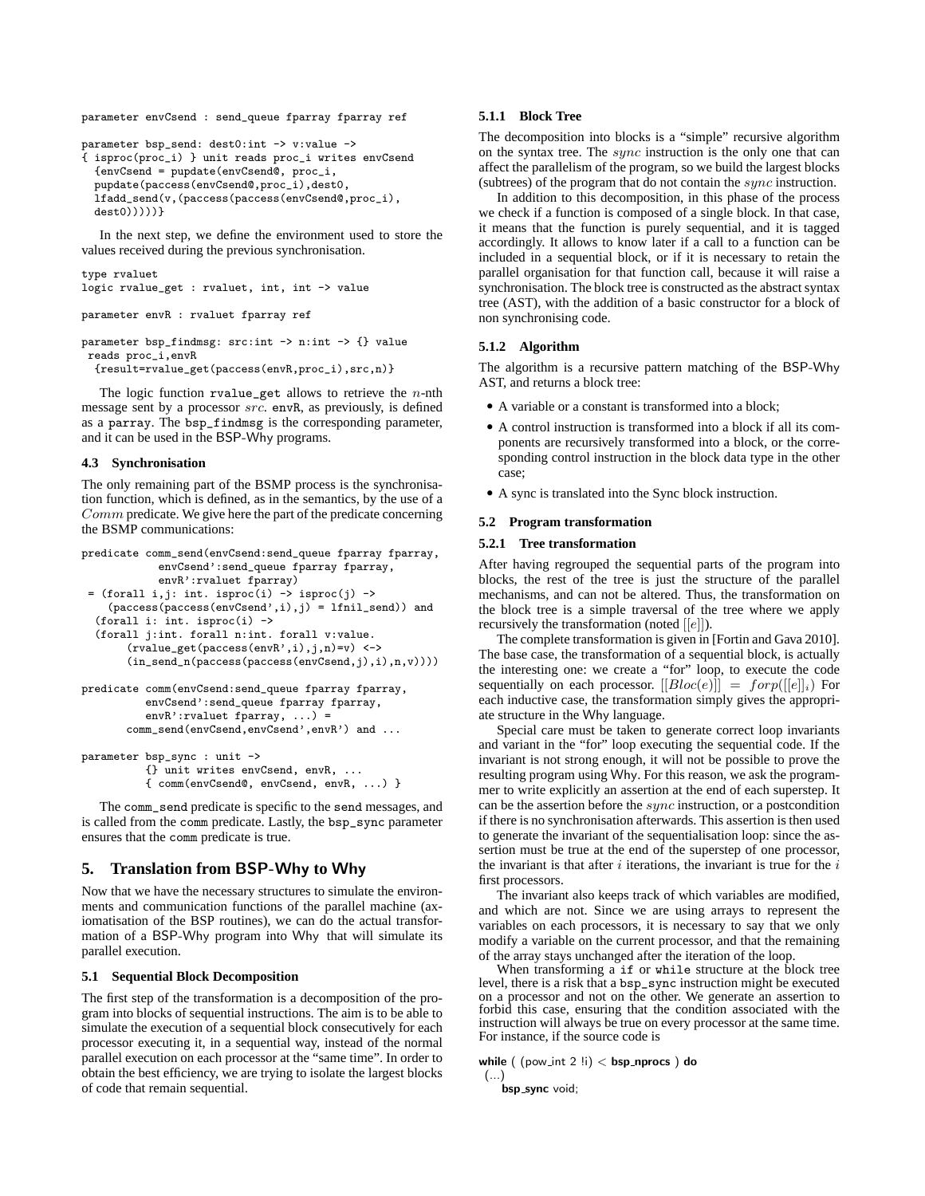```
parameter envCsend : send_queue fparray fparray ref

parameter bsp_send: dest0:int -> v:value ->
{ isproc(proc_i) } unit reads proc_i writes envCsend
  {envCsend = pupdate(envCsend@, proc_i,
  pupdate(paccess(envCsend@,proc_i),dest0,
  lfadd_send(v,(paccess(paccess(envCsend@,proc_i),
  dest0)))))}
```

In the next step, we define the environment used to store the values received during the previous synchronisation.

```
type rvaluet
logic rvalue_get : rvaluet, int, int -> value

parameter envR : rvaluet fparray ref

parameter bsp_findmsg: src:int -> n:int -> {} value
 reads proc_i,envR
  {result=rvalue_get(paccess(envR,proc_i),src,n)}
```

The logic function `rvalue_get` allows to retrieve the $n$-nth message sent by a processor $src$. `envR`, as previously, is defined as a `parray`. The `bsp_findmsg` is the corresponding parameter, and it can be used in the BSP-Why programs.

### 4.3 Synchronisation

The only remaining part of the BSMP process is the synchronisation function, which is defined, as in the semantics, by the use of a $Comm$ predicate. We give here the part of the predicate concerning the BSMP communications:

```
predicate comm_send(envCsend:send_queue fparray fparray,
            envCsend':send_queue fparray fparray,
            envR':rvaluet fparray)
 = (forall i,j: int. isproc(i) -> isproc(j) ->
    (paccess(paccess(envCsend',i),j) = lfnil_send)) and
  (forall i: int. isproc(i) ->
  (forall j:int. forall n:int. forall v:value.
       (rvalue_get(paccess(envR',i),j,n)=v) <->
       (in_send_n(paccess(paccess(envCsend,j),i),n,v))))

predicate comm(envCsend:send_queue fparray fparray,
          envCsend':send_queue fparray fparray,
          envR':rvaluet fparray, ...) =
       comm_send(envCsend,envCsend',envR') and ...

parameter bsp_sync : unit ->
          {} unit writes envCsend, envR, ...
          { comm(envCsend@, envCsend, envR, ...) }
```

The `comm_send` predicate is specific to the `send` messages, and is called from the `comm` predicate. Lastly, the `bsp_sync` parameter ensures that the `comm` predicate is true.

## 5. Translation from BSP-Why to Why

Now that we have the necessary structures to simulate the environments and communication functions of the parallel machine (axiomatisation of the BSP routines), we can do the actual transformation of a BSP-Why program into Why that will simulate its parallel execution.

### 5.1 Sequential Block Decomposition

The first step of the transformation is a decomposition of the program into blocks of sequential instructions. The aim is to be able to simulate the execution of a sequential block consecutively for each processor executing it, in a sequential way, instead of the normal parallel execution on each processor at the "same time". In order to obtain the best efficiency, we are trying to isolate the largest blocks of code that remain sequential.

#### 5.1.1 Block Tree

The decomposition into blocks is a "simple" recursive algorithm on the syntax tree. The $sync$ instruction is the only one that can affect the parallelism of the program, so we build the largest blocks (subtrees) of the program that do not contain the $sync$ instruction.

In addition to this decomposition, in this phase of the process we check if a function is composed of a single block. In that case, it means that the function is purely sequential, and it is tagged accordingly. It allows to know later if a call to a function can be included in a sequential block, or if it is necessary to retain the parallel organisation for that function call, because it will raise a synchronisation. The block tree is constructed as the abstract syntax tree (AST), with the addition of a basic constructor for a block of non synchronising code.

#### 5.1.2 Algorithm

The algorithm is a recursive pattern matching of the BSP-Why AST, and returns a block tree:

- A variable or a constant is transformed into a block;
- A control instruction is transformed into a block if all its components are recursively transformed into a block, or the corresponding control instruction in the block data type in the other case;
- A sync is translated into the Sync block instruction.

### 5.2 Program transformation

#### 5.2.1 Tree transformation

After having regrouped the sequential parts of the program into blocks, the rest of the tree is just the structure of the parallel mechanisms, and can not be altered. Thus, the transformation on the block tree is a simple traversal of the tree where we apply recursively the transformation (noted $[[e]]$).

The complete transformation is given in [Fortin and Gava 2010]. The base case, the transformation of a sequential block, is actually the interesting one: we create a "for" loop, to execute the code sequentially on each processor. $[[Bloc(e)]] = forp([[e]]_i)$ For each inductive case, the transformation simply gives the appropriate structure in the Why language.

Special care must be taken to generate correct loop invariants and variant in the "for" loop executing the sequential code. If the invariant is not strong enough, it will not be possible to prove the resulting program using Why. For this reason, we ask the programmer to write explicitly an assertion at the end of each superstep. It can be the assertion before the $sync$ instruction, or a postcondition if there is no synchronisation afterwards. This assertion is then used to generate the invariant of the sequentialisation loop: since the assertion must be true at the end of the superstep of one processor, the invariant is that after $i$ iterations, the invariant is true for the $i$ first processors.

The invariant also keeps track of which variables are modified, and which are not. Since we are using arrays to represent the variables on each processors, it is necessary to say that we only modify a variable on the current processor, and that the remaining of the array stays unchanged after the iteration of the loop.

When transforming a `if` or `while` structure at the block tree level, there is a risk that a `bsp_sync` instruction might be executed on a processor and not on the other. We generate an assertion to forbid this case, ensuring that the condition associated with the instruction will always be true on every processor at the same time. For instance, if the source code is

```
while ( (pow_int 2 !i) < bsp_nprocs ) do
 (...)
   bsp_sync void;
```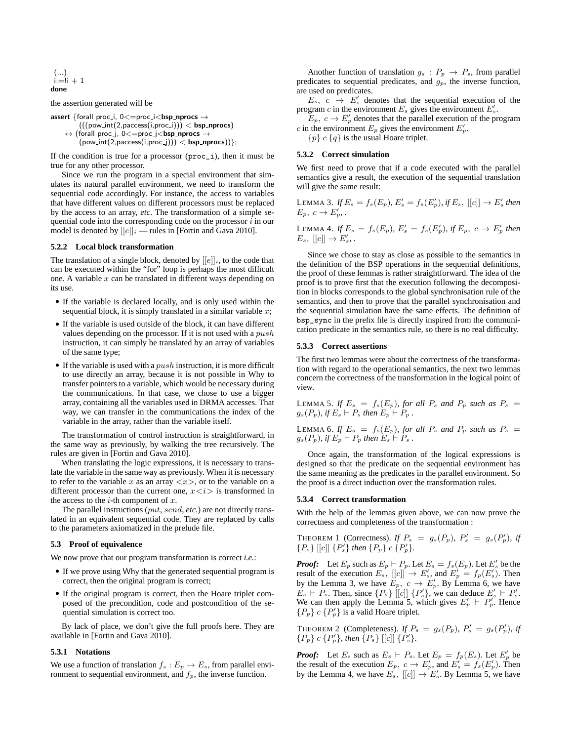```
(...)
i:=!i + 1
done
```

the assertion generated will be

```
assert {forall proc_i, 0<=proc_i<bsp_nprocs →
        (((pow_int(2,paccess(i,proc_i))) < bsp_nprocs)
    ↔ (forall proc_j, 0<=proc_j<bsp_nprocs →
        (pow_int(2,paccess(i,proc_j))) < bsp_nprocs))};
```

If the condition is true for a processor (`proc_i`), then it must be true for any other processor.

Since we run the program in a special environment that simulates its natural parallel environment, we need to transform the sequential code accordingly. For instance, the access to variables that have different values on different processors must be replaced by the access to an array, *etc*. The transformation of a simple sequential code into the corresponding code on the processor $i$ in our model is denoted by $[[e]]_i$ — rules in [Fortin and Gava 2010].

#### 5.2.2 Local block transformation

The translation of a single block, denoted by $[[e]]_i$, to the code that can be executed within the "for" loop is perhaps the most difficult one. A variable $x$ can be translated in different ways depending on its use.

- If the variable is declared locally, and is only used within the sequential block, it is simply translated in a similar variable $x$;
- If the variable is used outside of the block, it can have different values depending on the processor. If it is not used with a $push$ instruction, it can simply be translated by an array of variables of the same type;
- If the variable is used with a $push$ instruction, it is more difficult to use directly an array, because it is not possible in Why to transfer pointers to a variable, which would be necessary during the communications. In that case, we chose to use a bigger array, containing all the variables used in DRMA accesses. That way, we can transfer in the communications the index of the variable in the array, rather than the variable itself.

The transformation of control instruction is straightforward, in the same way as previously, by walking the tree recursively. The rules are given in [Fortin and Gava 2010].

When translating the logic expressions, it is necessary to translate the variable in the same way as previously. When it is necessary to refer to the variable $x$ as an array $<x>$, or to the variable on a different processor than the current one, $x<i>$ is transformed in the access to the $i$-th component of $x$.

The parallel instructions ($put$, $send$, *etc.*) are not directly translated in an equivalent sequential code. They are replaced by calls to the parameters axiomatized in the prelude file.

### 5.3 Proof of equivalence

We now prove that our program transformation is correct *i.e.*:

- If we prove using Why that the generated sequential program is correct, then the original program is correct;
- If the original program is correct, then the Hoare triplet composed of the precondition, code and postcondition of the sequential simulation is correct too.

By lack of place, we don't give the full proofs here. They are available in [Fortin and Gava 2010].

#### 5.3.1 Notations

We use a function of translation $f_s : E_p \to E_s$, from parallel environment to sequential environment, and $f_p$, the inverse function.

Another function of translation $g_s : P_p \to P_s$, from parallel predicates to sequential predicates, and $g_p$, the inverse function, are used on predicates.

$E_s,\ c \to E'_s$ denotes that the sequential execution of the program $c$ in the environment $E_s$ gives the environment $E'_s$.

$E_p,\ c \to E'_p$ denotes that the parallel execution of the program $c$ in the environment $E_p$ gives the environment $E'_p$.

$\{p\}\ c\ \{q\}$ is the usual Hoare triplet.

#### 5.3.2 Correct simulation

We first need to prove that if a code executed with the parallel semantics give a result, the execution of the sequential translation will give the same result:

LEMMA 3. *If* $E_s = f_s(E_p)$, $E'_s = f_s(E'_p)$, *if* $E_s,\ [[c]] \to E'_s$ *then* $E_p,\ c \to E'_p,$.

LEMMA 4. *If* $E_s = f_s(E_p)$, $E'_s = f_s(E'_p)$, *if* $E_p,\ c \to E'_p$ *then* $E_s,\ [[c]] \to E'_s,$.

Since we chose to stay as close as possible to the semantics in the definition of the BSP operations in the sequential definitions, the proof of these lemmas is rather straightforward. The idea of the proof is to prove first that the execution following the decomposition in blocks corresponds to the global synchronisation rule of the semantics, and then to prove that the parallel synchronisation and the sequential simulation have the same effects. The definition of `bsp_sync` in the prefix file is directly inspired from the communication predicate in the semantics rule, so there is no real difficulty.

#### 5.3.3 Correct assertions

The first two lemmas were about the correctness of the transformation with regard to the operational semantics, the next two lemmas concern the correctness of the transformation in the logical point of view.

LEMMA 5. *If* $E_s = f_s(E_p)$, *for all* $P_s$ *and* $P_p$ *such as* $P_s = g_s(P_p)$, *if* $E_s \vdash P_s$ *then* $E_p \vdash P_p$ .

LEMMA 6. *If* $E_s = f_s(E_p)$, *for all* $P_s$ *and* $P_p$ *such as* $P_s = g_s(P_p)$, *if* $E_p \vdash P_p$ *then* $E_s \vdash P_s$ .

Once again, the transformation of the logical expressions is designed so that the predicate on the sequential environment has the same meaning as the predicates in the parallel environment. So the proof is a direct induction over the transformation rules.

#### 5.3.4 Correct transformation

With the help of the lemmas given above, we can now prove the correctness and completeness of the transformation :

THEOREM 1 (Correctness). *If* $P_s = g_s(P_p)$, $P'_s = g_s(P'_p)$, *if* $\{P_s\}\ [[c]]\ \{P'_s\}$ *then* $\{P_p\}\ c\ \{P'_p\}$.

***Proof:*** Let $E_p$ such as $E_p \vdash P_p$. Let $E_s = f_s(E_p)$. Let $E'_s$ be the result of the execution $E_s,\ [[c]] \to E'_s$, and $E'_p = f_p(E'_s)$. Then by the Lemma 3, we have $E_p,\ c \to E'_p$. By Lemma 6, we have $E_s \vdash P_s$. Then, since $\{P_s\}\ [[c]]\ \{P'_s\}$, we can deduce $E'_s \vdash P'_s$. We can then apply the Lemma 5, which gives $E'_p \vdash P'_p$. Hence $\{P_p\}\ c\ \{P'_p\}$ is a valid Hoare triplet.

THEOREM 2 (Completeness). *If* $P_s = g_s(P_p)$, $P'_s = g_s(P'_p)$, *if* $\{P_p\}\ c\ \{P'_p\}$, *then* $\{P_s\}\ [[c]]\ \{P'_s\}$.

***Proof:*** Let $E_s$ such as $E_s \vdash P_s$. Let $E_p = f_p(E_s)$. Let $E'_p$ be the result of the execution $E_p,\ c \to E'_p$, and $E'_s = f_s(E'_p)$. Then by the Lemma 4, we have $E_s,\ [[c]] \to E'_s$. By Lemma 5, we have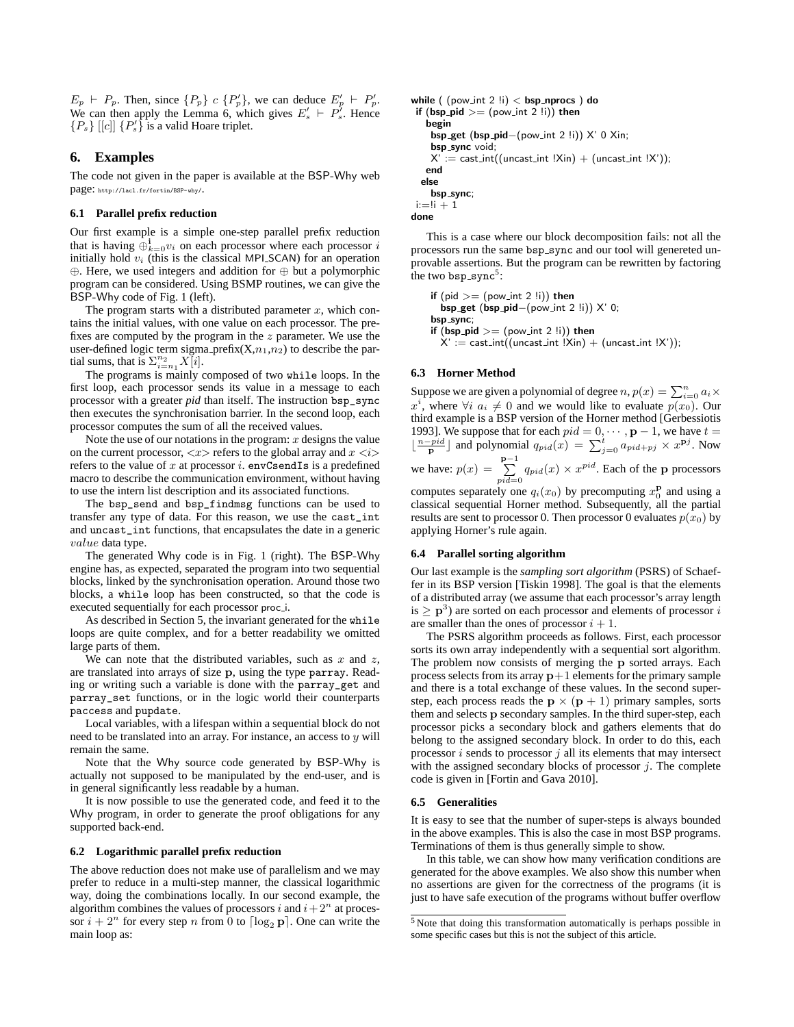$E_p \vdash P_p$. Then, since $\{P_p\}\ c\ \{P'_p\}$, we can deduce $E'_p \vdash P'_p$. We can then apply the Lemma 6, which gives $E'_s \vdash P'_s$. Hence $\{P_s\}\ [[c]]\ \{P'_s\}$ is a valid Hoare triplet.

## 6. Examples

The code not given in the paper is available at the BSP-Why web page: http://lacl.fr/fortin/BSP-why/.

### 6.1 Parallel prefix reduction

Our first example is a simple one-step parallel prefix reduction that is having $\oplus_{k=0}^{i} v_i$ on each processor where each processor $i$ initially hold $v_i$ (this is the classical MPI_SCAN) for an operation $\oplus$. Here, we used integers and addition for $\oplus$ but a polymorphic program can be considered. Using BSMP routines, we can give the BSP-Why code of Fig. 1 (left).

The program starts with a distributed parameter $x$, which contains the initial values, with one value on each processor. The prefixes are computed by the program in the $z$ parameter. We use the user-defined logic term sigma_prefix(X,$n_1$,$n_2$) to describe the partial sums, that is $\Sigma_{i=n_1}^{n_2} X[i]$.

The programs is mainly composed of two while loops. In the first loop, each processor sends its value in a message to each processor with a greater *pid* than itself. The instruction bsp_sync then executes the synchronisation barrier. In the second loop, each processor computes the sum of all the received values.

Note the use of our notations in the program: $x$ designs the value on the current processor, $<x>$ refers to the global array and $x <i>$ refers to the value of $x$ at processor $i$. envCsendIs is a predefined macro to describe the communication environment, without having to use the intern list description and its associated functions.

The bsp_send and bsp_findmsg functions can be used to transfer any type of data. For this reason, we use the cast_int and uncast_int functions, that encapsulates the date in a generic $value$ data type.

The generated Why code is in Fig. 1 (right). The BSP-Why engine has, as expected, separated the program into two sequential blocks, linked by the synchronisation operation. Around those two blocks, a while loop has been constructed, so that the code is executed sequentially for each processor proc_i.

As described in Section 5, the invariant generated for the while loops are quite complex, and for a better readability we omitted large parts of them.

We can note that the distributed variables, such as $x$ and $z$, are translated into arrays of size $\mathbf{p}$, using the type parray. Reading or writing such a variable is done with the parray_get and parray_set functions, or in the logic world their counterparts paccess and pupdate.

Local variables, with a lifespan within a sequential block do not need to be translated into an array. For instance, an access to $y$ will remain the same.

Note that the Why source code generated by BSP-Why is actually not supposed to be manipulated by the end-user, and is in general significantly less readable by a human.

It is now possible to use the generated code, and feed it to the Why program, in order to generate the proof obligations for any supported back-end.

### 6.2 Logarithmic parallel prefix reduction

The above reduction does not make use of parallelism and we may prefer to reduce in a multi-step manner, the classical logarithmic way, doing the combinations locally. In our second example, the algorithm combines the values of processors $i$ and $i+2^n$ at processor $i+2^n$ for every step $n$ from $0$ to $\lceil \log_2 \mathbf{p} \rceil$. One can write the main loop as:

```
while ( (pow_int 2 !i) < bsp_nprocs ) do
 if (bsp_pid >= (pow_int 2 !i)) then
   begin
    bsp_get (bsp_pid−(pow_int 2 !i)) X' 0 Xin;
    bsp_sync void;
    X' := cast_int((uncast_int !Xin) + (uncast_int !X'));
   end
  else
    bsp_sync;
 i:=!i + 1
done
```

This is a case where our block decomposition fails: not all the processors run the same bsp_sync and our tool will genereted unprovable assertions. But the program can be rewritten by factoring the two bsp_sync[5]:

```
if (pid >= (pow_int 2 !i)) then
   bsp_get (bsp_pid−(pow_int 2 !i)) X' 0;
bsp_sync;
if (bsp_pid >= (pow_int 2 !i)) then
   X' := cast_int((uncast_int !Xin) + (uncast_int !X'));
```

### 6.3 Horner Method

Suppose we are given a polynomial of degree $n$, $p(x) = \sum_{i=0}^{n} a_i \times x^i$, where $\forall i\ a_i \neq 0$ and we would like to evaluate $p(x_0)$. Our third example is a BSP version of the Horner method [Gerbessiotis 1993]. We suppose that for each $pid = 0, \cdots, \mathbf{p}-1$, we have $t = \lfloor \frac{n-pid}{\mathbf{p}} \rfloor$ and polynomial $q_{pid}(x) = \sum_{j=0}^{t} a_{pid+pj} \times x^{\mathbf{p}j}$. Now we have: $p(x) = \sum_{pid=0}^{\mathbf{p}-1} q_{pid}(x) \times x^{pid}$. Each of the $\mathbf{p}$ processors computes separately one $q_i(x_0)$ by precomputing $x_0^{\mathbf{p}}$ and using a classical sequential Horner method. Subsequently, all the partial results are sent to processor 0. Then processor 0 evaluates $p(x_0)$ by applying Horner's rule again.

### 6.4 Parallel sorting algorithm

Our last example is the *sampling sort algorithm* (PSRS) of Schaeffer in its BSP version [Tiskin 1998]. The goal is that the elements of a distributed array (we assume that each processor's array length is $\geq \mathbf{p}^3$) are sorted on each processor and elements of processor $i$ are smaller than the ones of processor $i+1$.

The PSRS algorithm proceeds as follows. First, each processor sorts its own array independently with a sequential sort algorithm. The problem now consists of merging the $\mathbf{p}$ sorted arrays. Each process selects from its array $\mathbf{p}+1$ elements for the primary sample and there is a total exchange of these values. In the second super-step, each process reads the $\mathbf{p} \times (\mathbf{p}+1)$ primary samples, sorts them and selects $\mathbf{p}$ secondary samples. In the third super-step, each processor picks a secondary block and gathers elements that do belong to the assigned secondary block. In order to do this, each processor $i$ sends to processor $j$ all its elements that may intersect with the assigned secondary blocks of processor $j$. The complete code is given in [Fortin and Gava 2010].

### 6.5 Generalities

It is easy to see that the number of super-steps is always bounded in the above examples. This is also the case in most BSP programs. Terminations of them is thus generally simple to show.

In this table, we can show how many verification conditions are generated for the above examples. We also show this number when no assertions are given for the correctness of the programs (it is just to have safe execution of the programs without buffer overflow

[5] Note that doing this transformation automatically is perhaps possible in some specific cases but this is not the subject of this article.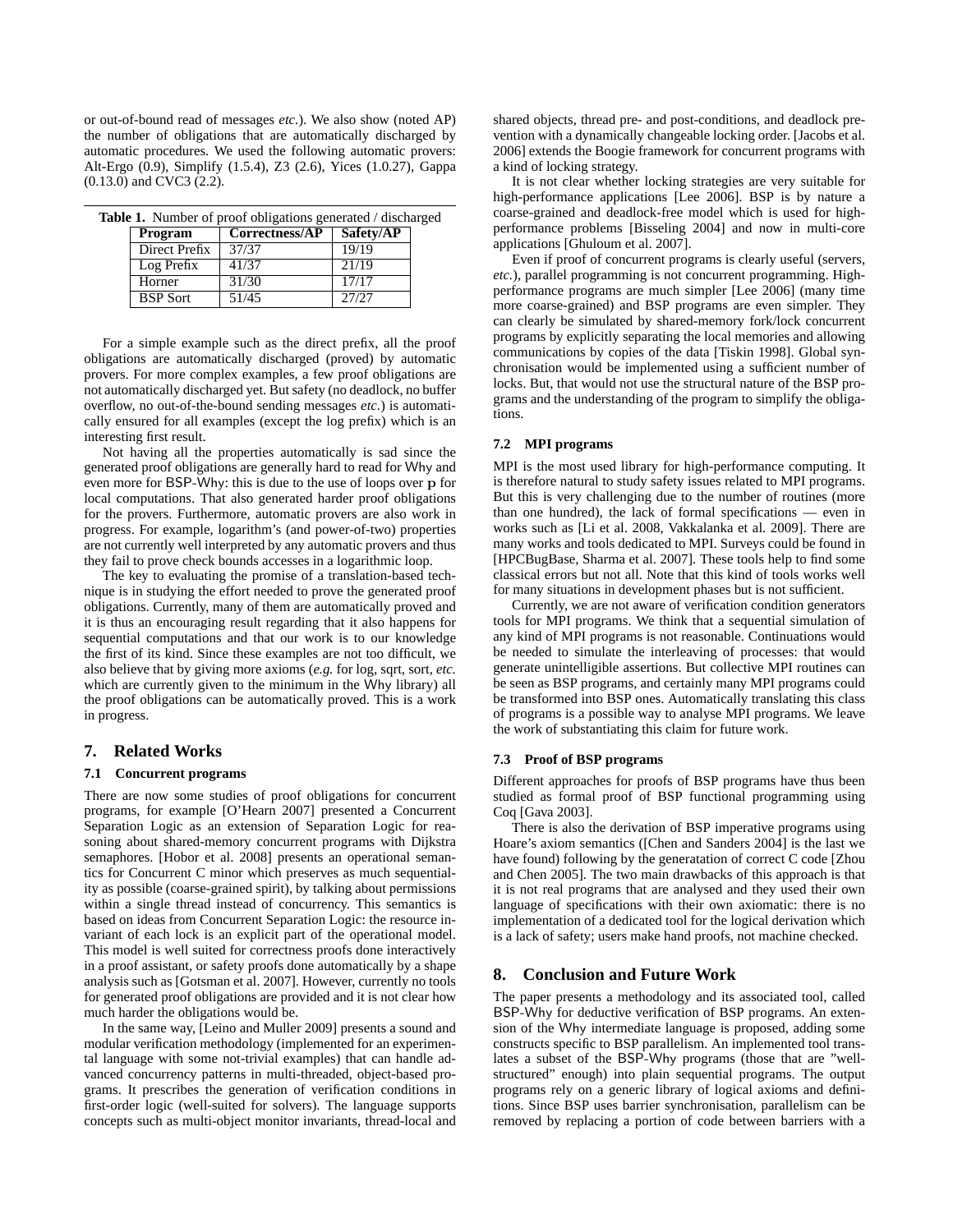or out-of-bound read of messages *etc.*). We also show (noted AP) the number of obligations that are automatically discharged by automatic procedures. We used the following automatic provers: Alt-Ergo (0.9), Simplify (1.5.4), Z3 (2.6), Yices (1.0.27), Gappa (0.13.0) and CVC3 (2.2).

**Table 1.** Number of proof obligations generated / discharged

| Program | Correctness/AP | Safety/AP |
|---|---|---|
| Direct Prefix | 37/37 | 19/19 |
| Log Prefix | 41/37 | 21/19 |
| Horner | 31/30 | 17/17 |
| BSP Sort | 51/45 | 27/27 |

For a simple example such as the direct prefix, all the proof obligations are automatically discharged (proved) by automatic provers. For more complex examples, a few proof obligations are not automatically discharged yet. But safety (no deadlock, no buffer overflow, no out-of-the-bound sending messages *etc.*) is automatically ensured for all examples (except the log prefix) which is an interesting first result.

Not having all the properties automatically is sad since the generated proof obligations are generally hard to read for Why and even more for BSP-Why: this is due to the use of loops over $\mathbf{p}$ for local computations. That also generated harder proof obligations for the provers. Furthermore, automatic provers are also work in progress. For example, logarithm's (and power-of-two) properties are not currently well interpreted by any automatic provers and thus they fail to prove check bounds accesses in a logarithmic loop.

The key to evaluating the promise of a translation-based technique is in studying the effort needed to prove the generated proof obligations. Currently, many of them are automatically proved and it is thus an encouraging result regarding that it also happens for sequential computations and that our work is to our knowledge the first of its kind. Since these examples are not too difficult, we also believe that by giving more axioms (*e.g.* for log, sqrt, sort, *etc.* which are currently given to the minimum in the Why library) all the proof obligations can be automatically proved. This is a work in progress.

## 7. Related Works

### 7.1 Concurrent programs

There are now some studies of proof obligations for concurrent programs, for example [O'Hearn 2007] presented a Concurrent Separation Logic as an extension of Separation Logic for reasoning about shared-memory concurrent programs with Dijkstra semaphores. [Hobor et al. 2008] presents an operational semantics for Concurrent C minor which preserves as much sequentiality as possible (coarse-grained spirit), by talking about permissions within a single thread instead of concurrency. This semantics is based on ideas from Concurrent Separation Logic: the resource invariant of each lock is an explicit part of the operational model. This model is well suited for correctness proofs done interactively in a proof assistant, or safety proofs done automatically by a shape analysis such as [Gotsman et al. 2007]. However, currently no tools for generated proof obligations are provided and it is not clear how much harder the obligations would be.

In the same way, [Leino and Muller 2009] presents a sound and modular verification methodology (implemented for an experimental language with some not-trivial examples) that can handle advanced concurrency patterns in multi-threaded, object-based programs. It prescribes the generation of verification conditions in first-order logic (well-suited for solvers). The language supports concepts such as multi-object monitor invariants, thread-local and shared objects, thread pre- and post-conditions, and deadlock prevention with a dynamically changeable locking order. [Jacobs et al. 2006] extends the Boogie framework for concurrent programs with a kind of locking strategy.

It is not clear whether locking strategies are very suitable for high-performance applications [Lee 2006]. BSP is by nature a coarse-grained and deadlock-free model which is used for high-performance problems [Bisseling 2004] and now in multi-core applications [Ghuloum et al. 2007].

Even if proof of concurrent programs is clearly useful (servers, *etc.*), parallel programming is not concurrent programming. High-performance programs are much simpler [Lee 2006] (many time more coarse-grained) and BSP programs are even simpler. They can clearly be simulated by shared-memory fork/lock concurrent programs by explicitly separating the local memories and allowing communications by copies of the data [Tiskin 1998]. Global synchronisation would be implemented using a sufficient number of locks. But, that would not use the structural nature of the BSP programs and the understanding of the program to simplify the obligations.

### 7.2 MPI programs

MPI is the most used library for high-performance computing. It is therefore natural to study safety issues related to MPI programs. But this is very challenging due to the number of routines (more than one hundred), the lack of formal specifications — even in works such as [Li et al. 2008, Vakkalanka et al. 2009]. There are many works and tools dedicated to MPI. Surveys could be found in [HPCBugBase, Sharma et al. 2007]. These tools help to find some classical errors but not all. Note that this kind of tools works well for many situations in development phases but is not sufficient.

Currently, we are not aware of verification condition generators tools for MPI programs. We think that a sequential simulation of any kind of MPI programs is not reasonable. Continuations would be needed to simulate the interleaving of processes: that would generate unintelligible assertions. But collective MPI routines can be seen as BSP programs, and certainly many MPI programs could be transformed into BSP ones. Automatically translating this class of programs is a possible way to analyse MPI programs. We leave the work of substantiating this claim for future work.

### 7.3 Proof of BSP programs

Different approaches for proofs of BSP programs have thus been studied as formal proof of BSP functional programming using Coq [Gava 2003].

There is also the derivation of BSP imperative programs using Hoare's axiom semantics ([Chen and Sanders 2004] is the last we have found) following by the generatation of correct C code [Zhou and Chen 2005]. The two main drawbacks of this approach is that it is not real programs that are analysed and they used their own language of specifications with their own axiomatic: there is no implementation of a dedicated tool for the logical derivation which is a lack of safety; users make hand proofs, not machine checked.

## 8. Conclusion and Future Work

The paper presents a methodology and its associated tool, called BSP-Why for deductive verification of BSP programs. An extension of the Why intermediate language is proposed, adding some constructs specific to BSP parallelism. An implemented tool translates a subset of the BSP-Why programs (those that are "well-structured" enough) into plain sequential programs. The output programs rely on a generic library of logical axioms and definitions. Since BSP uses barrier synchronisation, parallelism can be removed by replacing a portion of code between barriers with a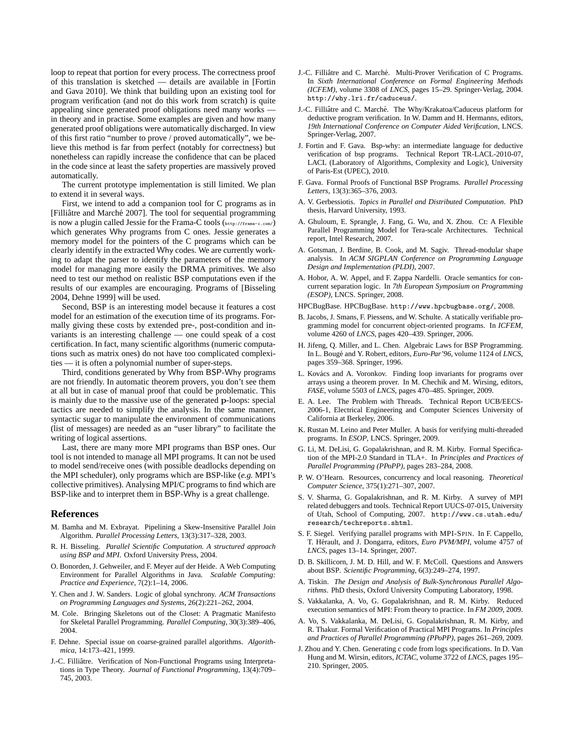loop to repeat that portion for every process. The correctness proof of this translation is sketched — details are available in [Fortin and Gava 2010]. We think that building upon an existing tool for program verification (and not do this work from scratch) is quite appealing since generated proof obligations need many works — in theory and in practise. Some examples are given and how many generated proof obligations were automatically discharged. In view of this first ratio "number to prove / proved automatically", we believe this method is far from perfect (notably for correctness) but nonetheless can rapidly increase the confidence that can be placed in the code since at least the safety properties are massively proved automatically.

The current prototype implementation is still limited. We plan to extend it in several ways.

First, we intend to add a companion tool for C programs as in [Filliâtre and Marché 2007]. The tool for sequential programming is now a plugin called Jessie for the Frama-C tools (http://frama-c.com/) which generates Why programs from C ones. Jessie generates a memory model for the pointers of the C programs which can be clearly identify in the extracted Why codes. We are currently working to adapt the parser to identify the parameters of the memory model for managing more easily the DRMA primitives. We also need to test our method on realistic BSP computations even if the results of our examples are encouraging. Programs of [Bisseling 2004, Dehne 1999] will be used.

Second, BSP is an interesting model because it features a cost model for an estimation of the execution time of its programs. Formally giving these costs by extended pre-, post-condition and invariants is an interesting challenge — one could speak of a cost certification. In fact, many scientific algorithms (numeric computations such as matrix ones) do not have too complicated complexities — it is often a polynomial number of super-steps.

Third, conditions generated by Why from BSP-Why programs are not friendly. In automatic theorem provers, you don't see them at all but in case of manual proof that could be problematic. This is mainly due to the massive use of the generated **p**-loops: special tactics are needed to simplify the analysis. In the same manner, syntactic sugar to manipulate the environment of communications (list of messages) are needed as an "user library" to facilitate the writing of logical assertions.

Last, there are many more MPI programs than BSP ones. Our tool is not intended to manage all MPI programs. It can not be used to model send/receive ones (with possible deadlocks depending on the MPI scheduler), only programs which are BSP-like (*e.g.* MPI's collective primitives). Analysing MPI/C programs to find which are BSP-like and to interpret them in BSP-Why is a great challenge.

## References

M. Bamha and M. Exbrayat. Pipelining a Skew-Insensitive Parallel Join Algorithm. *Parallel Processing Letters*, 13(3):317–328, 2003.

R. H. Bisseling. *Parallel Scientific Computation. A structured approach using BSP and MPI*. Oxford University Press, 2004.

O. Bonorden, J. Gehweiler, and F. Meyer auf der Heide. A Web Computing Environment for Parallel Algorithms in Java. *Scalable Computing: Practice and Experience*, 7(2):1–14, 2006.

Y. Chen and J. W. Sanders. Logic of global synchrony. *ACM Transactions on Programming Languages and Systems*, 26(2):221–262, 2004.

M. Cole. Bringing Skeletons out of the Closet: A Pragmatic Manifesto for Skeletal Parallel Programming. *Parallel Computing*, 30(3):389–406, 2004.

F. Dehne. Special issue on coarse-grained parallel algorithms. *Algorithmica*, 14:173–421, 1999.

J.-C. Filliâtre. Verification of Non-Functional Programs using Interpretations in Type Theory. *Journal of Functional Programming*, 13(4):709–745, 2003.

J.-C. Filliâtre and C. Marché. Multi-Prover Verification of C Programs. In *Sixth International Conference on Formal Engineering Methods (ICFEM)*, volume 3308 of *LNCS*, pages 15–29. Springer-Verlag, 2004. http://why.lri.fr/caduceus/.

J.-C. Filliâtre and C. Marché. The Why/Krakatoa/Caduceus platform for deductive program verification. In W. Damm and H. Hermanns, editors, *19th International Conference on Computer Aided Verification*, LNCS. Springer-Verlag, 2007.

J. Fortin and F. Gava. Bsp-why: an intermediate language for deductive verification of bsp programs. Technical Report TR-LACL-2010-07, LACL (Laboratory of Algorithms, Complexity and Logic), University of Paris-Est (UPEC), 2010.

F. Gava. Formal Proofs of Functional BSP Programs. *Parallel Processing Letters*, 13(3):365–376, 2003.

A. V. Gerbessiotis. *Topics in Parallel and Distributed Computation*. PhD thesis, Harvard University, 1993.

A. Ghuloum, E. Sprangle, J. Fang, G. Wu, and X. Zhou. Ct: A Flexible Parallel Programming Model for Tera-scale Architectures. Technical report, Intel Research, 2007.

A. Gotsman, J. Berdine, B. Cook, and M. Sagiv. Thread-modular shape analysis. In *ACM SIGPLAN Conference on Programming Language Design and Implementation (PLDI)*, 2007.

A. Hobor, A. W. Appel, and F. Zappa Nardelli. Oracle semantics for concurrent separation logic. In *7th European Symposium on Programming (ESOP)*, LNCS. Springer, 2008.

HPCBugBase. HPCBugBase. http://www.hpcbugbase.org/, 2008.

B. Jacobs, J. Smans, F. Piessens, and W. Schulte. A statically verifiable programming model for concurrent object-oriented programs. In *ICFEM*, volume 4260 of *LNCS*, pages 420–439. Springer, 2006.

H. Jifeng, Q. Miller, and L. Chen. Algebraic Laws for BSP Programming. In L. Bougé and Y. Robert, editors, *Euro-Par'96*, volume 1124 of *LNCS*, pages 359–368. Springer, 1996.

L. Kovács and A. Voronkov. Finding loop invariants for programs over arrays using a theorem prover. In M. Chechik and M. Wirsing, editors, *FASE*, volume 5503 of *LNCS*, pages 470–485. Springer, 2009.

E. A. Lee. The Problem with Threads. Technical Report UCB/EECS-2006-1, Electrical Engineering and Computer Sciences University of California at Berkeley, 2006.

K. Rustan M. Leino and Peter Muller. A basis for verifying multi-threaded programs. In *ESOP*, LNCS. Springer, 2009.

G. Li, M. DeLisi, G. Gopalakrishnan, and R. M. Kirby. Formal Specification of the MPI-2.0 Standard in TLA+. In *Principles and Practices of Parallel Programming (PPoPP)*, pages 283–284, 2008.

P. W. O'Hearn. Resources, concurrency and local reasoning. *Theoretical Computer Science*, 375(1):271–307, 2007.

S. V. Sharma, G. Gopalakrishnan, and R. M. Kirby. A survey of MPI related debuggers and tools. Technical Report UUCS-07-015, University of Utah, School of Computing, 2007. http://www.cs.utah.edu/research/techreports.shtml.

S. F. Siegel. Verifying parallel programs with MPI-SPIN. In F. Cappello, T. Hérault, and J. Dongarra, editors, *Euro PVM/MPI*, volume 4757 of *LNCS*, pages 13–14. Springer, 2007.

D. B. Skillicorn, J. M. D. Hill, and W. F. McColl. Questions and Answers about BSP. *Scientific Programming*, 6(3):249–274, 1997.

A. Tiskin. *The Design and Analysis of Bulk-Synchronous Parallel Algorithms*. PhD thesis, Oxford University Computing Laboratory, 1998.

S. Vakkalanka, A. Vo, G. Gopalakrishnan, and R. M. Kirby. Reduced execution semantics of MPI: From theory to practice. In *FM 2009*, 2009.

A. Vo, S. Vakkalanka, M. DeLisi, G. Gopalakrishnan, R. M. Kirby, and R. Thakur. Formal Verification of Practical MPI Programs. In *Principles and Practices of Parallel Programming (PPoPP)*, pages 261–269, 2009.

J. Zhou and Y. Chen. Generating c code from logs specifications. In D. Van Hung and M. Wirsin, editors, *ICTAC*, volume 3722 of *LNCS*, pages 195–210. Springer, 2005.